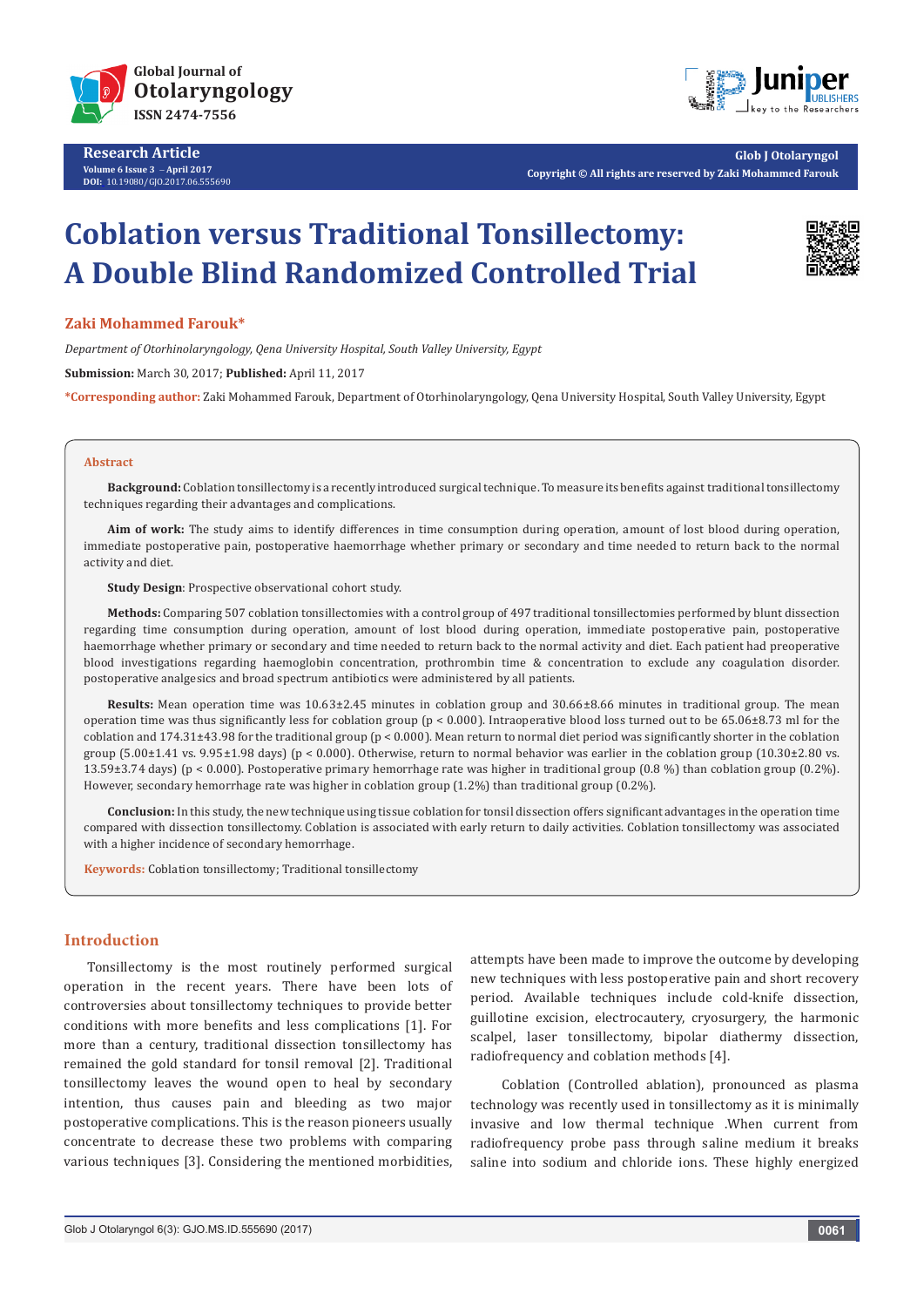**Research Article**
Volume 6 Issue 3 – April 2017
DOI: 10.19080/GJO.2017.06.555690

Glob J Otolaryngol
Copyright © All rights are reserved by Zaki Mohammed Farouk

# Coblation versus Traditional Tonsillectomy: A Double Blind Randomized Controlled Trial

**Zaki Mohammed Farouk***

*Department of Otorhinolaryngology, Qena University Hospital, South Valley University, Egypt*

**Submission:** March 30, 2017; **Published:** April 11, 2017

***Corresponding author:** Zaki Mohammed Farouk, Department of Otorhinolaryngology, Qena University Hospital, South Valley University, Egypt

## Abstract

**Background:** Coblation tonsillectomy is a recently introduced surgical technique. To measure its benefits against traditional tonsillectomy techniques regarding their advantages and complications.

**Aim of work:** The study aims to identify differences in time consumption during operation, amount of lost blood during operation, immediate postoperative pain, postoperative haemorrhage whether primary or secondary and time needed to return back to the normal activity and diet.

**Study Design**: Prospective observational cohort study.

**Methods:** Comparing 507 coblation tonsillectomies with a control group of 497 traditional tonsillectomies performed by blunt dissection regarding time consumption during operation, amount of lost blood during operation, immediate postoperative pain, postoperative haemorrhage whether primary or secondary and time needed to return back to the normal activity and diet. Each patient had preoperative blood investigations regarding haemoglobin concentration, prothrombin time & concentration to exclude any coagulation disorder. postoperative analgesics and broad spectrum antibiotics were administered by all patients.

**Results:** Mean operation time was 10.63±2.45 minutes in coblation group and 30.66±8.66 minutes in traditional group. The mean operation time was thus significantly less for coblation group (p < 0.000). Intraoperative blood loss turned out to be 65.06±8.73 ml for the coblation and 174.31±43.98 for the traditional group (p < 0.000). Mean return to normal diet period was significantly shorter in the coblation group (5.00±1.41 vs. 9.95±1.98 days) (p < 0.000). Otherwise, return to normal behavior was earlier in the coblation group (10.30±2.80 vs. 13.59±3.74 days) (p < 0.000). Postoperative primary hemorrhage rate was higher in traditional group (0.8 %) than coblation group (0.2%). However, secondary hemorrhage rate was higher in coblation group (1.2%) than traditional group (0.2%).

**Conclusion:** In this study, the new technique using tissue coblation for tonsil dissection offers significant advantages in the operation time compared with dissection tonsillectomy. Coblation is associated with early return to daily activities. Coblation tonsillectomy was associated with a higher incidence of secondary hemorrhage.

**Keywords:** Coblation tonsillectomy; Traditional tonsillectomy

## Introduction

Tonsillectomy is the most routinely performed surgical operation in the recent years. There have been lots of controversies about tonsillectomy techniques to provide better conditions with more benefits and less complications [1]. For more than a century, traditional dissection tonsillectomy has remained the gold standard for tonsil removal [2]. Traditional tonsillectomy leaves the wound open to heal by secondary intention, thus causes pain and bleeding as two major postoperative complications. This is the reason pioneers usually concentrate to decrease these two problems with comparing various techniques [3]. Considering the mentioned morbidities, attempts have been made to improve the outcome by developing new techniques with less postoperative pain and short recovery period. Available techniques include cold-knife dissection, guillotine excision, electrocautery, cryosurgery, the harmonic scalpel, laser tonsillectomy, bipolar diathermy dissection, radiofrequency and coblation methods [4].

Coblation (Controlled ablation), pronounced as plasma technology was recently used in tonsillectomy as it is minimally invasive and low thermal technique .When current from radiofrequency probe pass through saline medium it breaks saline into sodium and chloride ions. These highly energized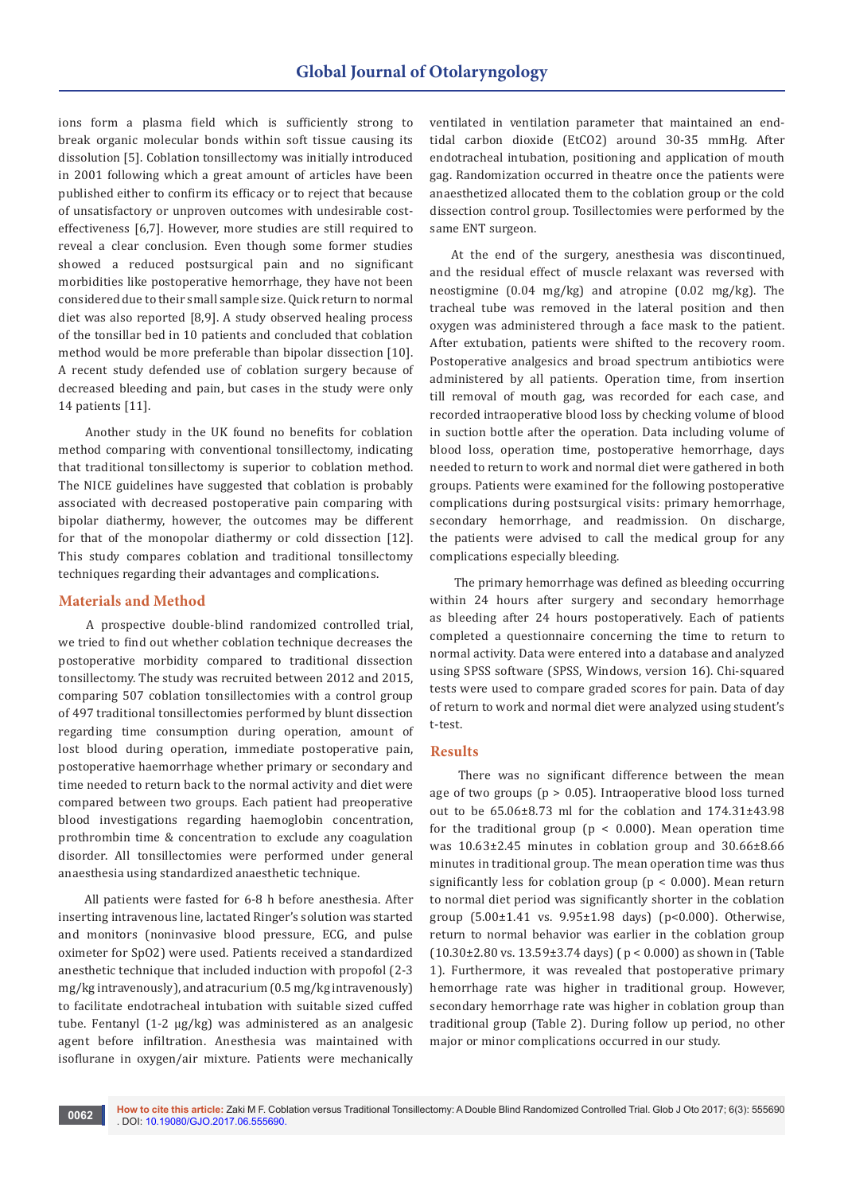ions form a plasma field which is sufficiently strong to break organic molecular bonds within soft tissue causing its dissolution [5]. Coblation tonsillectomy was initially introduced in 2001 following which a great amount of articles have been published either to confirm its efficacy or to reject that because of unsatisfactory or unproven outcomes with undesirable cost-effectiveness [6,7]. However, more studies are still required to reveal a clear conclusion. Even though some former studies showed a reduced postsurgical pain and no significant morbidities like postoperative hemorrhage, they have not been considered due to their small sample size. Quick return to normal diet was also reported [8,9]. A study observed healing process of the tonsillar bed in 10 patients and concluded that coblation method would be more preferable than bipolar dissection [10]. A recent study defended use of coblation surgery because of decreased bleeding and pain, but cases in the study were only 14 patients [11].

Another study in the UK found no benefits for coblation method comparing with conventional tonsillectomy, indicating that traditional tonsillectomy is superior to coblation method. The NICE guidelines have suggested that coblation is probably associated with decreased postoperative pain comparing with bipolar diathermy, however, the outcomes may be different for that of the monopolar diathermy or cold dissection [12]. This study compares coblation and traditional tonsillectomy techniques regarding their advantages and complications.

## Materials and Method

A prospective double-blind randomized controlled trial, we tried to find out whether coblation technique decreases the postoperative morbidity compared to traditional dissection tonsillectomy. The study was recruited between 2012 and 2015, comparing 507 coblation tonsillectomies with a control group of 497 traditional tonsillectomies performed by blunt dissection regarding time consumption during operation, amount of lost blood during operation, immediate postoperative pain, postoperative haemorrhage whether primary or secondary and time needed to return back to the normal activity and diet were compared between two groups. Each patient had preoperative blood investigations regarding haemoglobin concentration, prothrombin time & concentration to exclude any coagulation disorder. All tonsillectomies were performed under general anaesthesia using standardized anaesthetic technique.

All patients were fasted for 6-8 h before anesthesia. After inserting intravenous line, lactated Ringer's solution was started and monitors (noninvasive blood pressure, ECG, and pulse oximeter for $SpO_2$) were used. Patients received a standardized anesthetic technique that included induction with propofol (2-3 mg/kg intravenously), and atracurium (0.5 mg/kg intravenously) to facilitate endotracheal intubation with suitable sized cuffed tube. Fentanyl (1-2 μg/kg) was administered as an analgesic agent before infiltration. Anesthesia was maintained with isoflurane in oxygen/air mixture. Patients were mechanically ventilated in ventilation parameter that maintained an end-tidal carbon dioxide ($EtCO_2$) around 30-35 mmHg. After endotracheal intubation, positioning and application of mouth gag. Randomization occurred in theatre once the patients were anaesthetized allocated them to the coblation group or the cold dissection control group. Tosillectomies were performed by the same ENT surgeon.

At the end of the surgery, anesthesia was discontinued, and the residual effect of muscle relaxant was reversed with neostigmine (0.04 mg/kg) and atropine (0.02 mg/kg). The tracheal tube was removed in the lateral position and then oxygen was administered through a face mask to the patient. After extubation, patients were shifted to the recovery room. Postoperative analgesics and broad spectrum antibiotics were administered by all patients. Operation time, from insertion till removal of mouth gag, was recorded for each case, and recorded intraoperative blood loss by checking volume of blood in suction bottle after the operation. Data including volume of blood loss, operation time, postoperative hemorrhage, days needed to return to work and normal diet were gathered in both groups. Patients were examined for the following postoperative complications during postsurgical visits: primary hemorrhage, secondary hemorrhage, and readmission. On discharge, the patients were advised to call the medical group for any complications especially bleeding.

The primary hemorrhage was defined as bleeding occurring within 24 hours after surgery and secondary hemorrhage as bleeding after 24 hours postoperatively. Each of patients completed a questionnaire concerning the time to return to normal activity. Data were entered into a database and analyzed using SPSS software (SPSS, Windows, version 16). Chi-squared tests were used to compare graded scores for pain. Data of day of return to work and normal diet were analyzed using student's t-test.

## Results

There was no significant difference between the mean age of two groups ($p > 0.05$). Intraoperative blood loss turned out to be 65.06±8.73 ml for the coblation and 174.31±43.98 for the traditional group ($p < 0.000$). Mean operation time was 10.63±2.45 minutes in coblation group and 30.66±8.66 minutes in traditional group. The mean operation time was thus significantly less for coblation group ($p < 0.000$). Mean return to normal diet period was significantly shorter in the coblation group (5.00±1.41 vs. 9.95±1.98 days) ($p<0.000$). Otherwise, return to normal behavior was earlier in the coblation group (10.30±2.80 vs. 13.59±3.74 days) ( $p < 0.000$) as shown in (Table 1). Furthermore, it was revealed that postoperative primary hemorrhage rate was higher in traditional group. However, secondary hemorrhage rate was higher in coblation group than traditional group (Table 2). During follow up period, no other major or minor complications occurred in our study.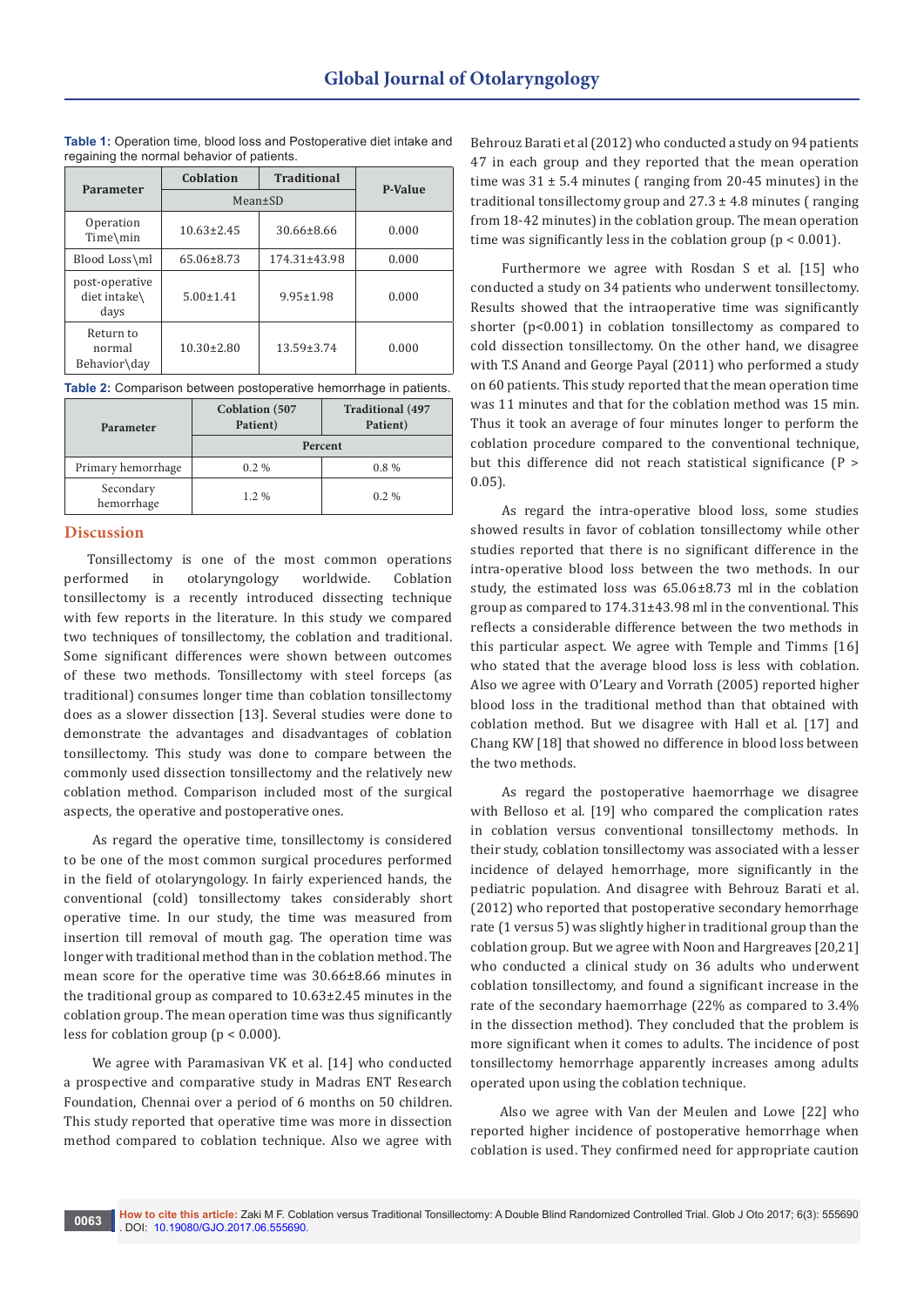**Table 1:** Operation time, blood loss and Postoperative diet intake and regaining the normal behavior of patients.

| Parameter | Coblation | Traditional | P-Value |
|---|---|---|---|
| | Mean±SD | | |
| Operation Time\min | 10.63±2.45 | 30.66±8.66 | 0.000 |
| Blood Loss\ml | 65.06±8.73 | 174.31±43.98 | 0.000 |
| post-operative diet intake\ days | 5.00±1.41 | 9.95±1.98 | 0.000 |
| Return to normal Behavior\day | 10.30±2.80 | 13.59±3.74 | 0.000 |

**Table 2:** Comparison between postoperative hemorrhage in patients.

| Parameter | Coblation (507 Patient) | Traditional (497 Patient) |
|---|---|---|
| | Percent | |
| Primary hemorrhage | 0.2 % | 0.8 % |
| Secondary hemorrhage | 1.2 % | 0.2 % |

## Discussion

Tonsillectomy is one of the most common operations performed in otolaryngology worldwide. Coblation tonsillectomy is a recently introduced dissecting technique with few reports in the literature. In this study we compared two techniques of tonsillectomy, the coblation and traditional. Some significant differences were shown between outcomes of these two methods. Tonsillectomy with steel forceps (as traditional) consumes longer time than coblation tonsillectomy does as a slower dissection [13]. Several studies were done to demonstrate the advantages and disadvantages of coblation tonsillectomy. This study was done to compare between the commonly used dissection tonsillectomy and the relatively new coblation method. Comparison included most of the surgical aspects, the operative and postoperative ones.

As regard the operative time, tonsillectomy is considered to be one of the most common surgical procedures performed in the field of otolaryngology. In fairly experienced hands, the conventional (cold) tonsillectomy takes considerably short operative time. In our study, the time was measured from insertion till removal of mouth gag. The operation time was longer with traditional method than in the coblation method. The mean score for the operative time was 30.66±8.66 minutes in the traditional group as compared to 10.63±2.45 minutes in the coblation group. The mean operation time was thus significantly less for coblation group ($p < 0.000$).

We agree with Paramasivan VK et al. [14] who conducted a prospective and comparative study in Madras ENT Research Foundation, Chennai over a period of 6 months on 50 children. This study reported that operative time was more in dissection method compared to coblation technique. Also we agree with Behrouz Barati et al (2012) who conducted a study on 94 patients 47 in each group and they reported that the mean operation time was 31 ± 5.4 minutes ( ranging from 20-45 minutes) in the traditional tonsillectomy group and 27.3 ± 4.8 minutes ( ranging from 18-42 minutes) in the coblation group. The mean operation time was significantly less in the coblation group ($p < 0.001$).

Furthermore we agree with Rosdan S et al. [15] who conducted a study on 34 patients who underwent tonsillectomy. Results showed that the intraoperative time was significantly shorter ($p<0.001$) in coblation tonsillectomy as compared to cold dissection tonsillectomy. On the other hand, we disagree with T.S Anand and George Payal (2011) who performed a study on 60 patients. This study reported that the mean operation time was 11 minutes and that for the coblation method was 15 min. Thus it took an average of four minutes longer to perform the coblation procedure compared to the conventional technique, but this difference did not reach statistical significance ($P > 0.05$).

As regard the intra-operative blood loss, some studies showed results in favor of coblation tonsillectomy while other studies reported that there is no significant difference in the intra-operative blood loss between the two methods. In our study, the estimated loss was 65.06±8.73 ml in the coblation group as compared to 174.31±43.98 ml in the conventional. This reflects a considerable difference between the two methods in this particular aspect. We agree with Temple and Timms [16] who stated that the average blood loss is less with coblation. Also we agree with O'Leary and Vorrath (2005) reported higher blood loss in the traditional method than that obtained with coblation method. But we disagree with Hall et al. [17] and Chang KW [18] that showed no difference in blood loss between the two methods.

As regard the postoperative haemorrhage we disagree with Belloso et al. [19] who compared the complication rates in coblation versus conventional tonsillectomy methods. In their study, coblation tonsillectomy was associated with a lesser incidence of delayed hemorrhage, more significantly in the pediatric population. And disagree with Behrouz Barati et al. (2012) who reported that postoperative secondary hemorrhage rate (1 versus 5) was slightly higher in traditional group than the coblation group. But we agree with Noon and Hargreaves [20,21] who conducted a clinical study on 36 adults who underwent coblation tonsillectomy, and found a significant increase in the rate of the secondary haemorrhage (22% as compared to 3.4% in the dissection method). They concluded that the problem is more significant when it comes to adults. The incidence of post tonsillectomy hemorrhage apparently increases among adults operated upon using the coblation technique.

Also we agree with Van der Meulen and Lowe [22] who reported higher incidence of postoperative hemorrhage when coblation is used. They confirmed need for appropriate caution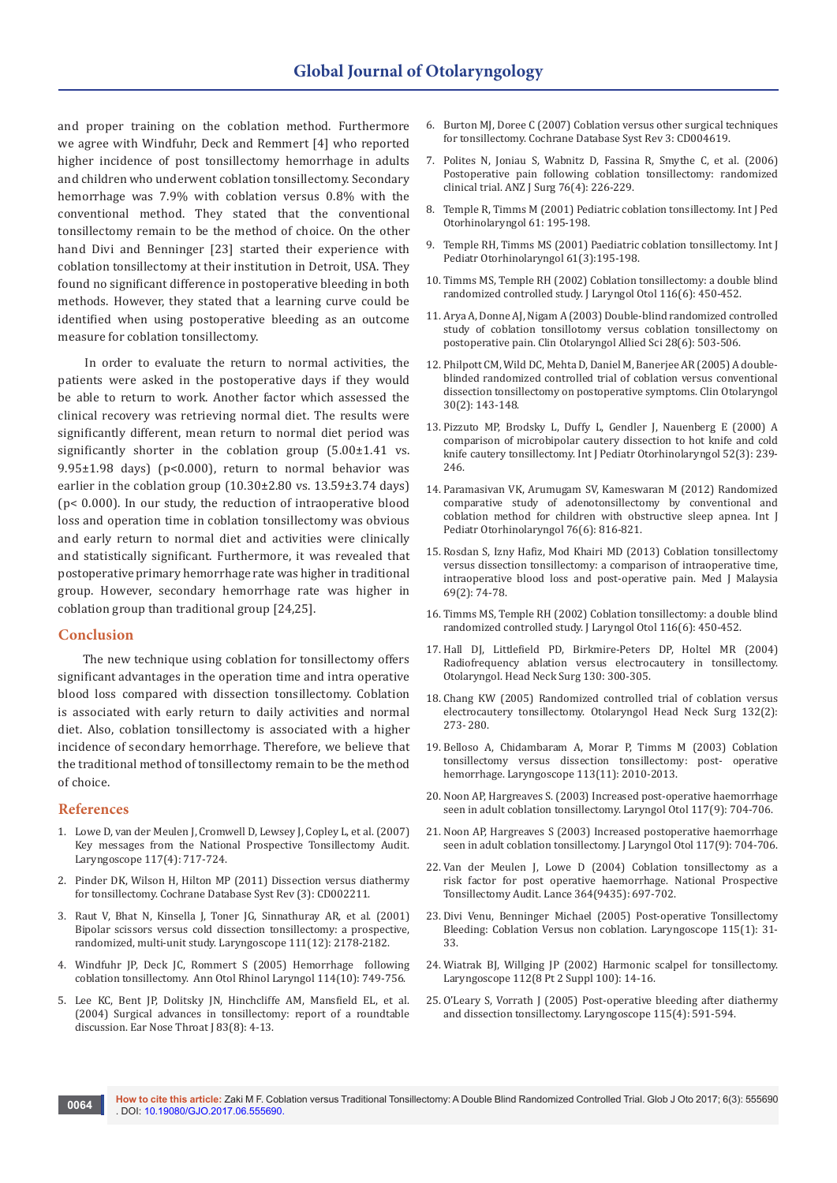and proper training on the coblation method. Furthermore we agree with Windfuhr, Deck and Remmert [4] who reported higher incidence of post tonsillectomy hemorrhage in adults and children who underwent coblation tonsillectomy. Secondary hemorrhage was 7.9% with coblation versus 0.8% with the conventional method. They stated that the conventional tonsillectomy remain to be the method of choice. On the other hand Divi and Benninger [23] started their experience with coblation tonsillectomy at their institution in Detroit, USA. They found no significant difference in postoperative bleeding in both methods. However, they stated that a learning curve could be identified when using postoperative bleeding as an outcome measure for coblation tonsillectomy.

In order to evaluate the return to normal activities, the patients were asked in the postoperative days if they would be able to return to work. Another factor which assessed the clinical recovery was retrieving normal diet. The results were significantly different, mean return to normal diet period was significantly shorter in the coblation group (5.00±1.41 vs. 9.95±1.98 days) ($p<0.000$), return to normal behavior was earlier in the coblation group (10.30±2.80 vs. 13.59±3.74 days) ($p< 0.000$). In our study, the reduction of intraoperative blood loss and operation time in coblation tonsillectomy was obvious and early return to normal diet and activities were clinically and statistically significant. Furthermore, it was revealed that postoperative primary hemorrhage rate was higher in traditional group. However, secondary hemorrhage rate was higher in coblation group than traditional group [24,25].

## Conclusion

The new technique using coblation for tonsillectomy offers significant advantages in the operation time and intra operative blood loss compared with dissection tonsillectomy. Coblation is associated with early return to daily activities and normal diet. Also, coblation tonsillectomy is associated with a higher incidence of secondary hemorrhage. Therefore, we believe that the traditional method of tonsillectomy remain to be the method of choice.

## References

1. Lowe D, van der Meulen J, Cromwell D, Lewsey J, Copley L, et al. (2007) Key messages from the National Prospective Tonsillectomy Audit. Laryngoscope 117(4): 717-724.
2. Pinder DK, Wilson H, Hilton MP (2011) Dissection versus diathermy for tonsillectomy. Cochrane Database Syst Rev (3): CD002211.
3. Raut V, Bhat N, Kinsella J, Toner JG, Sinnathuray AR, et al. (2001) Bipolar scissors versus cold dissection tonsillectomy: a prospective, randomized, multi-unit study. Laryngoscope 111(12): 2178-2182.
4. Windfuhr JP, Deck JC, Rommert S (2005) Hemorrhage following coblation tonsillectomy. Ann Otol Rhinol Laryngol 114(10): 749-756.
5. Lee KC, Bent JP, Dolitsky JN, Hinchcliffe AM, Mansfield EL, et al. (2004) Surgical advances in tonsillectomy: report of a roundtable discussion. Ear Nose Throat J 83(8): 4-13.
6. Burton MJ, Doree C (2007) Coblation versus other surgical techniques for tonsillectomy. Cochrane Database Syst Rev 3: CD004619.
7. Polites N, Joniau S, Wabnitz D, Fassina R, Smythe C, et al. (2006) Postoperative pain following coblation tonsillectomy: randomized clinical trial. ANZ J Surg 76(4): 226-229.
8. Temple R, Timms M (2001) Pediatric coblation tonsillectomy. Int J Ped Otorhinolaryngol 61: 195-198.
9. Temple RH, Timms MS (2001) Paediatric coblation tonsillectomy. Int J Pediatr Otorhinolaryngol 61(3):195-198.
10. Timms MS, Temple RH (2002) Coblation tonsillectomy: a double blind randomized controlled study. J Laryngol Otol 116(6): 450-452.
11. Arya A, Donne AJ, Nigam A (2003) Double-blind randomized controlled study of coblation tonsillotomy versus coblation tonsillectomy on postoperative pain. Clin Otolaryngol Allied Sci 28(6): 503-506.
12. Philpott CM, Wild DC, Mehta D, Daniel M, Banerjee AR (2005) A double-blinded randomized controlled trial of coblation versus conventional dissection tonsillectomy on postoperative symptoms. Clin Otolaryngol 30(2): 143-148.
13. Pizzuto MP, Brodsky L, Duffy L, Gendler J, Nauenberg E (2000) A comparison of microbipolar cautery dissection to hot knife and cold knife cautery tonsillectomy. Int J Pediatr Otorhinolaryngol 52(3): 239-246.
14. Paramasivan VK, Arumugam SV, Kameswaran M (2012) Randomized comparative study of adenotonsillectomy by conventional and coblation method for children with obstructive sleep apnea. Int J Pediatr Otorhinolaryngol 76(6): 816-821.
15. Rosdan S, Izny Hafiz, Mod Khairi MD (2013) Coblation tonsillectomy versus dissection tonsillectomy: a comparison of intraoperative time, intraoperative blood loss and post-operative pain. Med J Malaysia 69(2): 74-78.
16. Timms MS, Temple RH (2002) Coblation tonsillectomy: a double blind randomized controlled study. J Laryngol Otol 116(6): 450-452.
17. Hall DJ, Littlefield PD, Birkmire-Peters DP, Holtel MR (2004) Radiofrequency ablation versus electrocautery in tonsillectomy. Otolaryngol. Head Neck Surg 130: 300-305.
18. Chang KW (2005) Randomized controlled trial of coblation versus electrocautery tonsillectomy. Otolaryngol Head Neck Surg 132(2): 273- 280.
19. Belloso A, Chidambaram A, Morar P, Timms M (2003) Coblation tonsillectomy versus dissection tonsillectomy: post- operative hemorrhage. Laryngoscope 113(11): 2010-2013.
20. Noon AP, Hargreaves S. (2003) Increased post-operative haemorrhage seen in adult coblation tonsillectomy. Laryngol Otol 117(9): 704-706.
21. Noon AP, Hargreaves S (2003) Increased postoperative haemorrhage seen in adult coblation tonsillectomy. J Laryngol Otol 117(9): 704-706.
22. Van der Meulen J, Lowe D (2004) Coblation tonsillectomy as a risk factor for post operative haemorrhage. National Prospective Tonsillectomy Audit. Lance 364(9435): 697-702.
23. Divi Venu, Benninger Michael (2005) Post-operative Tonsillectomy Bleeding: Coblation Versus non coblation. Laryngoscope 115(1): 31-33.
24. Wiatrak BJ, Willging JP (2002) Harmonic scalpel for tonsillectomy. Laryngoscope 112(8 Pt 2 Suppl 100): 14-16.
25. O'Leary S, Vorrath J (2005) Post-operative bleeding after diathermy and dissection tonsillectomy. Laryngoscope 115(4): 591-594.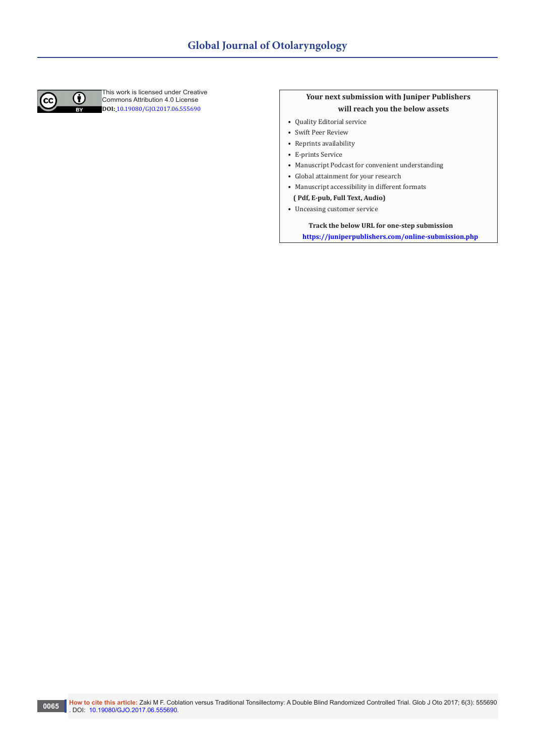This work is licensed under Creative Commons Attribution 4.0 License
**DOI:** 10.19080/GJO.2017.06.555690

**Your next submission with Juniper Publishers will reach you the below assets**

- Quality Editorial service
- Swift Peer Review
- Reprints availability
- E-prints Service
- Manuscript Podcast for convenient understanding
- Global attainment for your research
- Manuscript accessibility in different formats

  **( Pdf, E-pub, Full Text, Audio)**
- Unceasing customer service

**Track the below URL for one-step submission**
**https://juniperpublishers.com/online-submission.php**

**How to cite this article:** Zaki M F. Coblation versus Traditional Tonsillectomy: A Double Blind Randomized Controlled Trial. Glob J Oto 2017; 6(3): 555690. DOI: 10.19080/GJO.2017.06.555690.